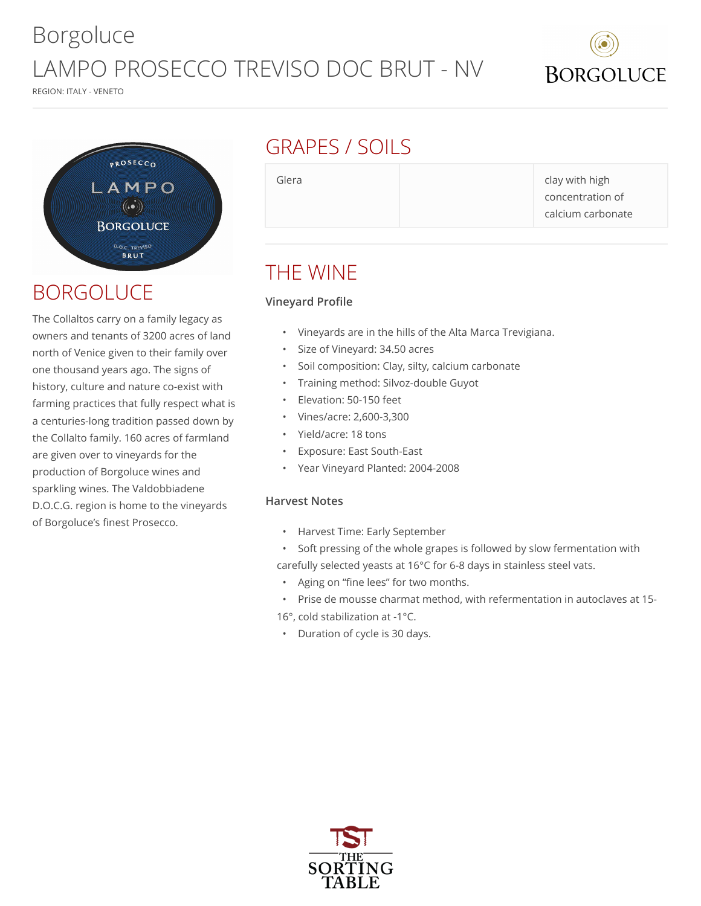# Borgoluce

## LAMPO PROSECCO TREVISO DOC BRUT - NV

REGION: ITALY - VENETO

## BORGOLUCE

The Collaltos carry on a family legacy as owners and tenants of 3200 acres of land north of Venice given to their family over one thousand years ago. The signs of history, culture and nature co-exist with farming practices that fully respect what is a centuries-long tradition passed down by the Collalto family. 160 acres of farmland are given over to vineyards for the production of Borgoluce wines and sparkling wines. The Valdobbiadene D.O.C.G. region is home to the vineyards of Borgoluce's finest Prosecco.

## GRAPES / SOILS

| | | |
|---|---|---|
| Glera | | clay with high concentration of calcium carbonate |

## THE WINE

### Vineyard Profile

- Vineyards are in the hills of the Alta Marca Trevigiana.
- Size of Vineyard: 34.50 acres
- Soil composition: Clay, silty, calcium carbonate
- Training method: Silvoz-double Guyot
- Elevation: 50-150 feet
- Vines/acre: 2,600-3,300
- Yield/acre: 18 tons
- Exposure: East South-East
- Year Vineyard Planted: 2004-2008

### Harvest Notes

- Harvest Time: Early September
- Soft pressing of the whole grapes is followed by slow fermentation with carefully selected yeasts at 16°C for 6-8 days in stainless steel vats.
- Aging on "fine lees" for two months.
- Prise de mousse charmat method, with refermentation in autoclaves at 15-16°, cold stabilization at -1°C.
- Duration of cycle is 30 days.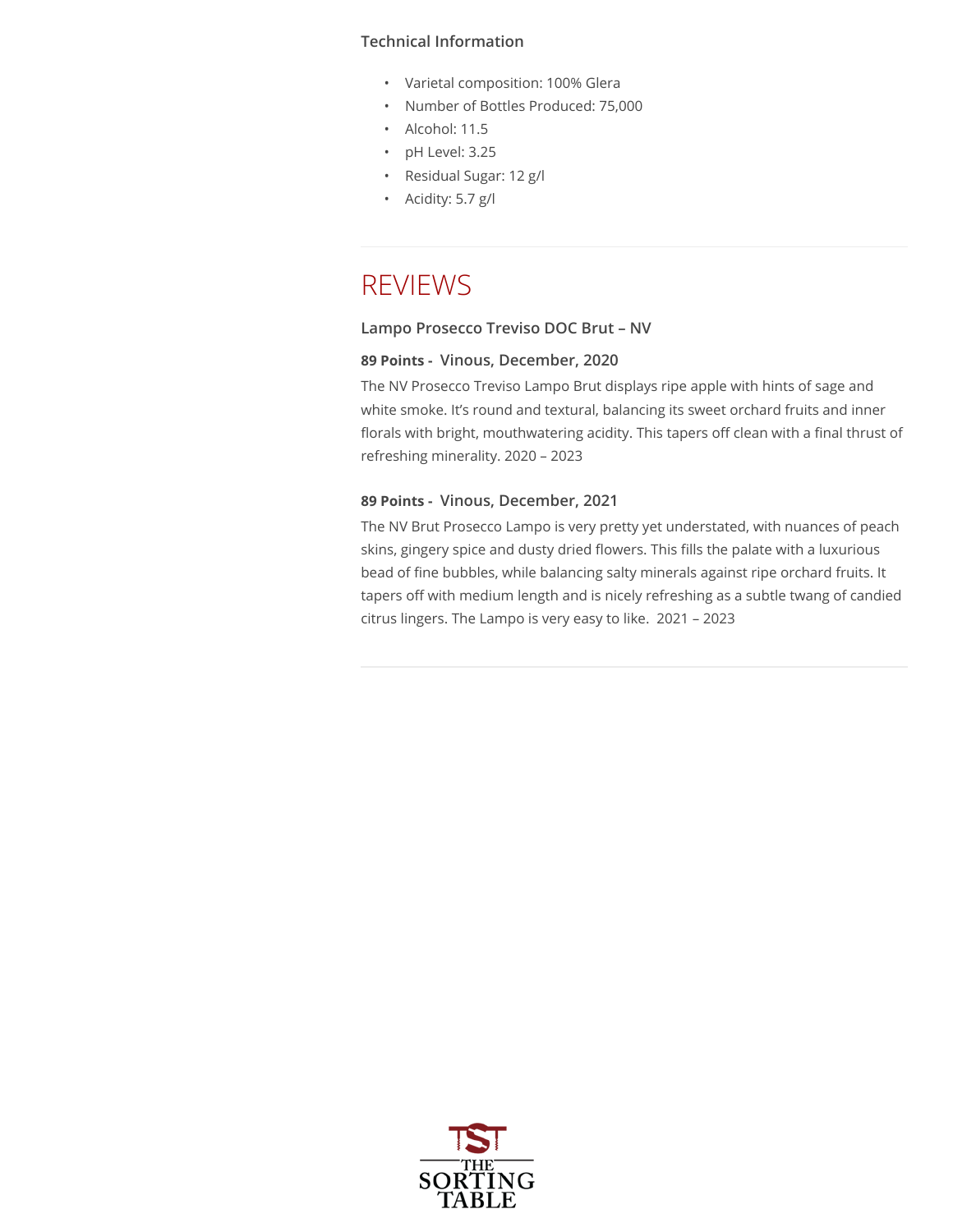### Technical Information

- Varietal composition: 100% Glera
- Number of Bottles Produced: 75,000
- Alcohol: 11.5
- pH Level: 3.25
- Residual Sugar: 12 g/l
- Acidity: 5.7 g/l

---

## REVIEWS

### Lampo Prosecco Treviso DOC Brut – NV

**89 Points -** **Vinous, December, 2020**

The NV Prosecco Treviso Lampo Brut displays ripe apple with hints of sage and white smoke. It's round and textural, balancing its sweet orchard fruits and inner florals with bright, mouthwatering acidity. This tapers off clean with a final thrust of refreshing minerality. 2020 – 2023

**89 Points -** **Vinous, December, 2021**

The NV Brut Prosecco Lampo is very pretty yet understated, with nuances of peach skins, gingery spice and dusty dried flowers. This fills the palate with a luxurious bead of fine bubbles, while balancing salty minerals against ripe orchard fruits. It tapers off with medium length and is nicely refreshing as a subtle twang of candied citrus lingers. The Lampo is very easy to like. 2021 – 2023

---

TST
THE SORTING TABLE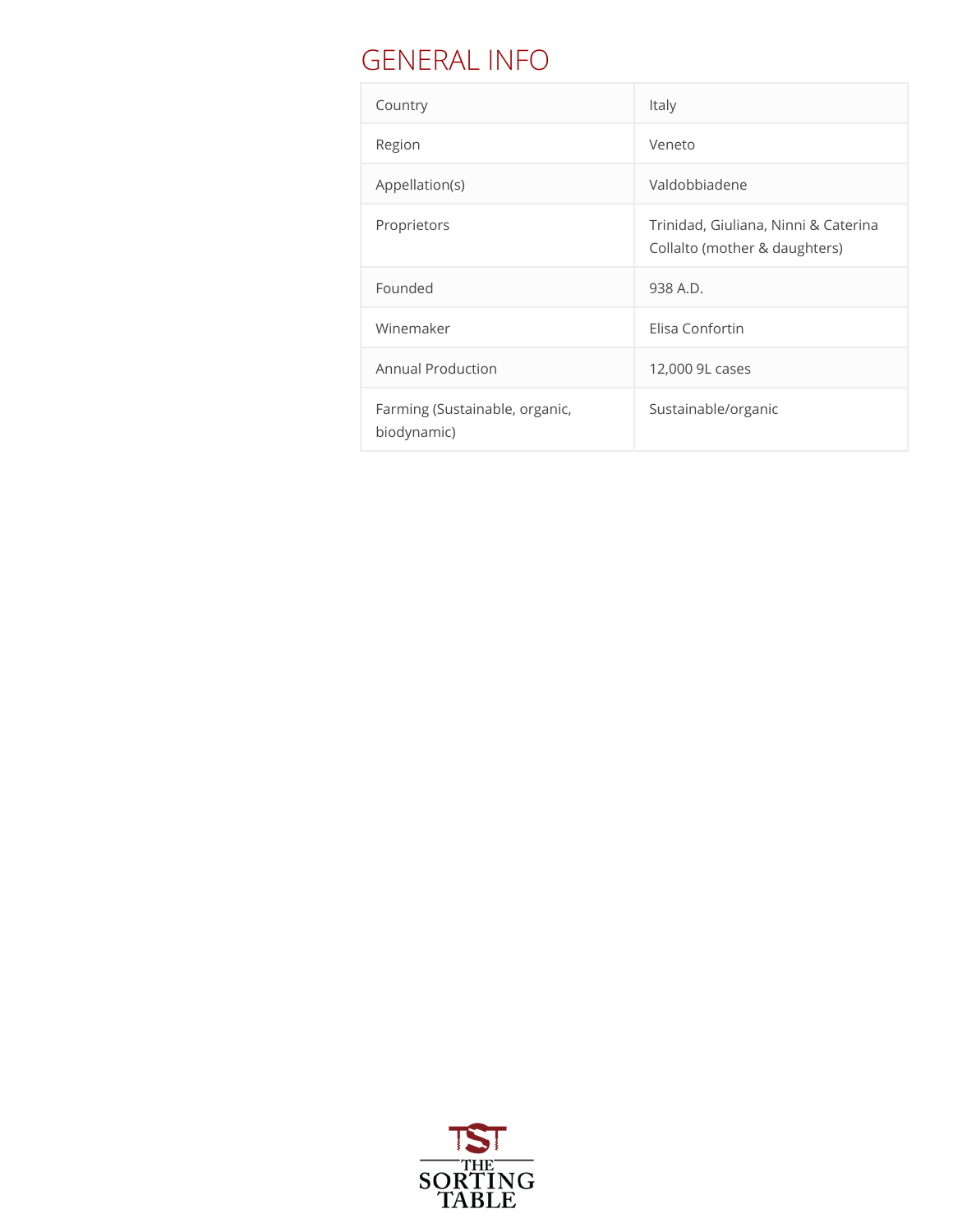## GENERAL INFO

| | |
|---|---|
| Country | Italy |
| Region | Veneto |
| Appellation(s) | Valdobbiadene |
| Proprietors | Trinidad, Giuliana, Ninni & Caterina Collalto (mother & daughters) |
| Founded | 938 A.D. |
| Winemaker | Elisa Confortin |
| Annual Production | 12,000 9L cases |
| Farming (Sustainable, organic, biodynamic) | Sustainable/organic |

THE SORTING TABLE